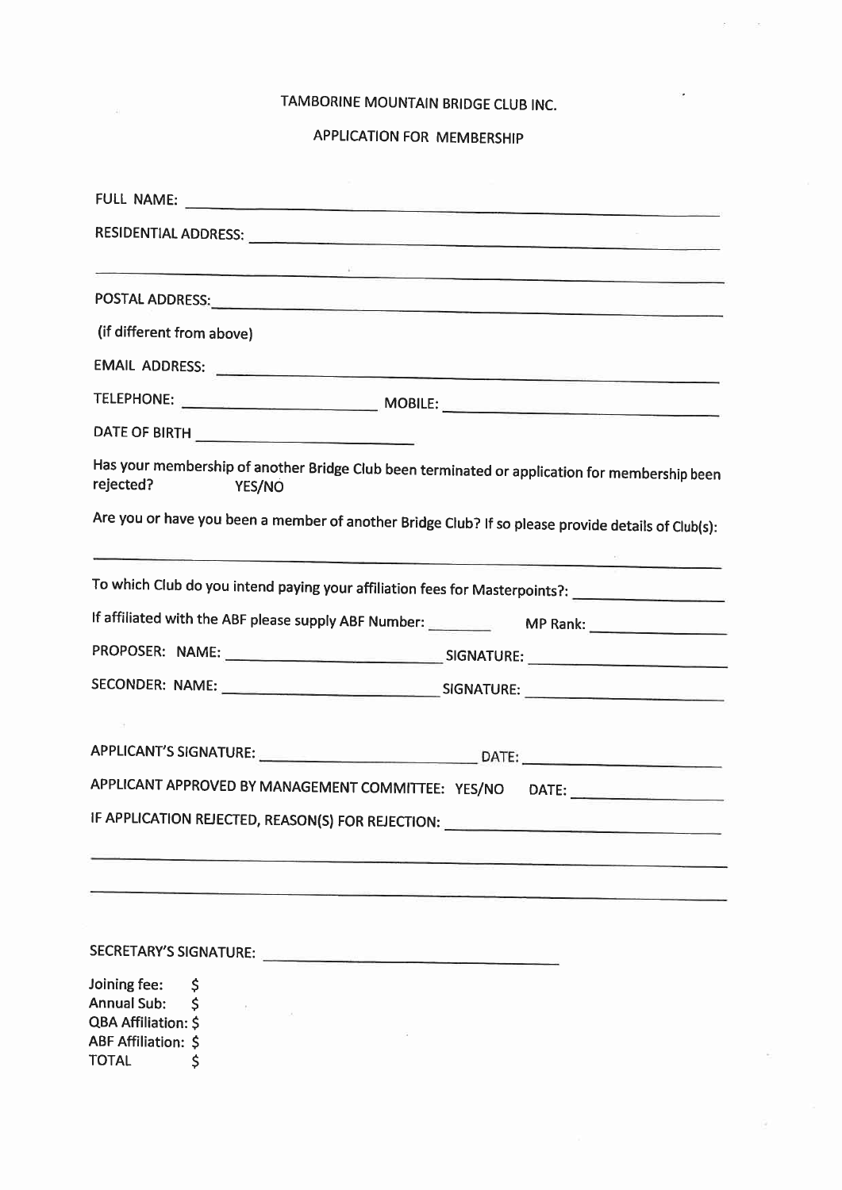# TAMBORINE MOUNTAIN BRIDGE CLUB INC.

## APPLICATION FOR MEMBERSHIP

FULL NAME: ______________________________________________

RESIDENTIAL ADDRESS: ______________________________________________

______________________________________________

POSTAL ADDRESS: ______________________________________________

(if different from above)

EMAIL ADDRESS: ______________________________________________

TELEPHONE: ____________________ MOBILE: ____________________

DATE OF BIRTH ____________________

Has your membership of another Bridge Club been terminated or application for membership been rejected? YES/NO

Are you or have you been a member of another Bridge Club? If so please provide details of Club(s):

______________________________________________

To which Club do you intend paying your affiliation fees for Masterpoints?: ____________________

If affiliated with the ABF please supply ABF Number: ________ MP Rank: ____________

PROPOSER: NAME: ____________________ SIGNATURE: ____________________

SECONDER: NAME: ____________________ SIGNATURE: ____________________

APPLICANT'S SIGNATURE: ____________________ DATE: ____________________

APPLICANT APPROVED BY MANAGEMENT COMMITTEE: YES/NO DATE: ____________

IF APPLICATION REJECTED, REASON(S) FOR REJECTION: ____________________

______________________________________________

______________________________________________

SECRETARY'S SIGNATURE: ____________________

Joining fee: $
Annual Sub: $
QBA Affiliation: $
ABF Affiliation: $
TOTAL $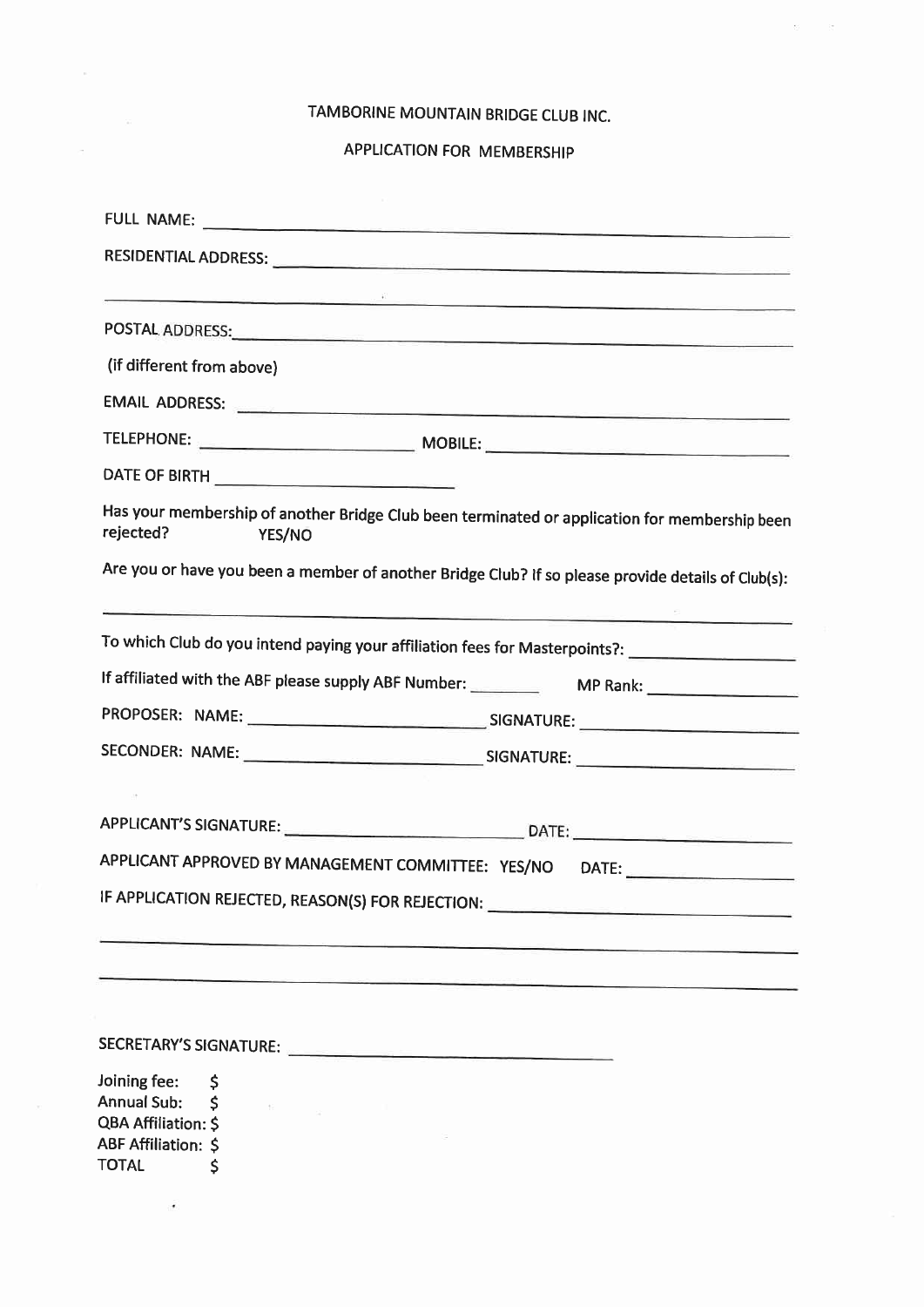# TAMBORINE MOUNTAIN BRIDGE CLUB INC.

## APPLICATION FOR MEMBERSHIP

FULL NAME: ______________________________________________

RESIDENTIAL ADDRESS: ______________________________________

______________________________________________

POSTAL ADDRESS: ______________________________________________

(if different from above)

EMAIL ADDRESS: ______________________________________________

TELEPHONE: ______________________ MOBILE: ______________________

DATE OF BIRTH ______________________

Has your membership of another Bridge Club been terminated or application for membership been rejected? YES/NO

Are you or have you been a member of another Bridge Club? If so please provide details of Club(s):

______________________________________________

To which Club do you intend paying your affiliation fees for Masterpoints?: ______________

If affiliated with the ABF please supply ABF Number: ________ MP Rank: ______________

PROPOSER: NAME: ______________________ SIGNATURE: ______________________

SECONDER: NAME: ______________________ SIGNATURE: ______________________

APPLICANT'S SIGNATURE: ______________________ DATE: ______________________

APPLICANT APPROVED BY MANAGEMENT COMMITTEE: YES/NO DATE: ______________

IF APPLICATION REJECTED, REASON(S) FOR REJECTION: ______________________

______________________________________________

______________________________________________

SECRETARY'S SIGNATURE: ______________________

Joining fee: $
Annual Sub: $
QBA Affiliation: $
ABF Affiliation: $
TOTAL $